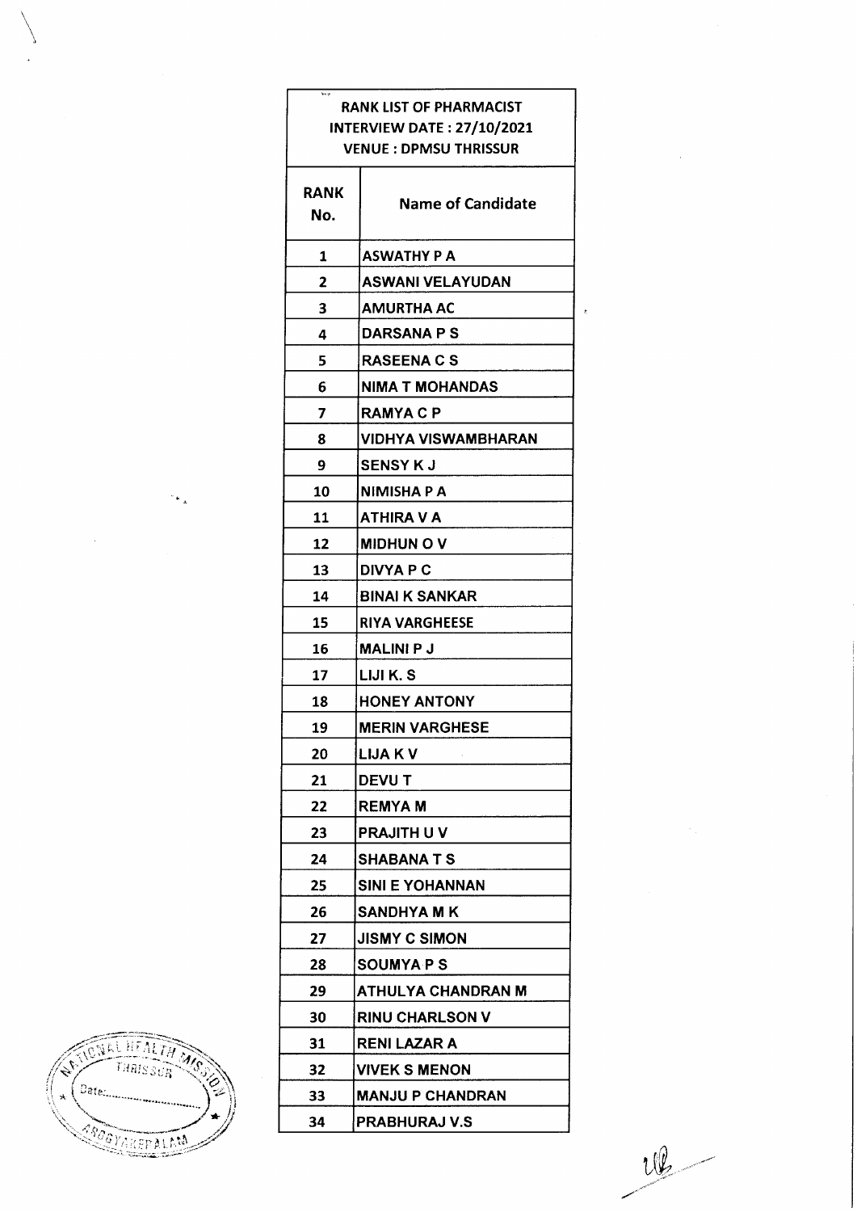**RANK LIST OF PHARMACIST**
**INTERVIEW DATE : 27/10/2021**
**VENUE : DPMSU THRISSUR**

| RANK No. | Name of Candidate |
|---|---|
| 1 | ASWATHY P A |
| 2 | ASWANI VELAYUDAN |
| 3 | AMURTHA AC |
| 4 | DARSANA P S |
| 5 | RASEENA C S |
| 6 | NIMA T MOHANDAS |
| 7 | RAMYA C P |
| 8 | VIDHYA VISWAMBHARAN |
| 9 | SENSY K J |
| 10 | NIMISHA P A |
| 11 | ATHIRA V A |
| 12 | MIDHUN O V |
| 13 | DIVYA P C |
| 14 | BINAI K SANKAR |
| 15 | RIYA VARGHEESE |
| 16 | MALINI P J |
| 17 | LIJI K. S |
| 18 | HONEY ANTONY |
| 19 | MERIN VARGHESE |
| 20 | LIJA K V |
| 21 | DEVU T |
| 22 | REMYA M |
| 23 | PRAJITH U V |
| 24 | SHABANA T S |
| 25 | SINI E YOHANNAN |
| 26 | SANDHYA M K |
| 27 | JISMY C SIMON |
| 28 | SOUMYA P S |
| 29 | ATHULYA CHANDRAN M |
| 30 | RINU CHARLSON V |
| 31 | RENI LAZAR A |
| 32 | VIVEK S MENON |
| 33 | MANJU P CHANDRAN |
| 34 | PRABHURAJ V.S |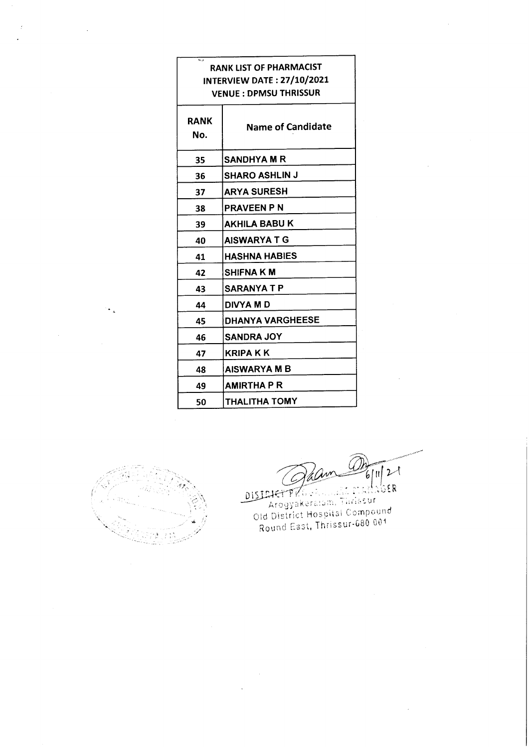**RANK LIST OF PHARMACIST**
**INTERVIEW DATE : 27/10/2021**
**VENUE : DPMSU THRISSUR**

| RANK No. | Name of Candidate |
|---|---|
| 35 | SANDHYA M R |
| 36 | SHARO ASHLIN J |
| 37 | ARYA SURESH |
| 38 | PRAVEEN P N |
| 39 | AKHILA BABU K |
| 40 | AISWARYA T G |
| 41 | HASHNA HABIES |
| 42 | SHIFNA K M |
| 43 | SARANYA T P |
| 44 | DIVYA M D |
| 45 | DHANYA VARGHEESE |
| 46 | SANDRA JOY |
| 47 | KRIPA K K |
| 48 | AISWARYA M B |
| 49 | AMIRTHA P R |
| 50 | THALITHA TOMY |

6/11/21

DISTRICT PROGRAMME MANAGER
Arogyakeralam, Thrissur
Old District Hospital Compound
Round East, Thrissur-680 001